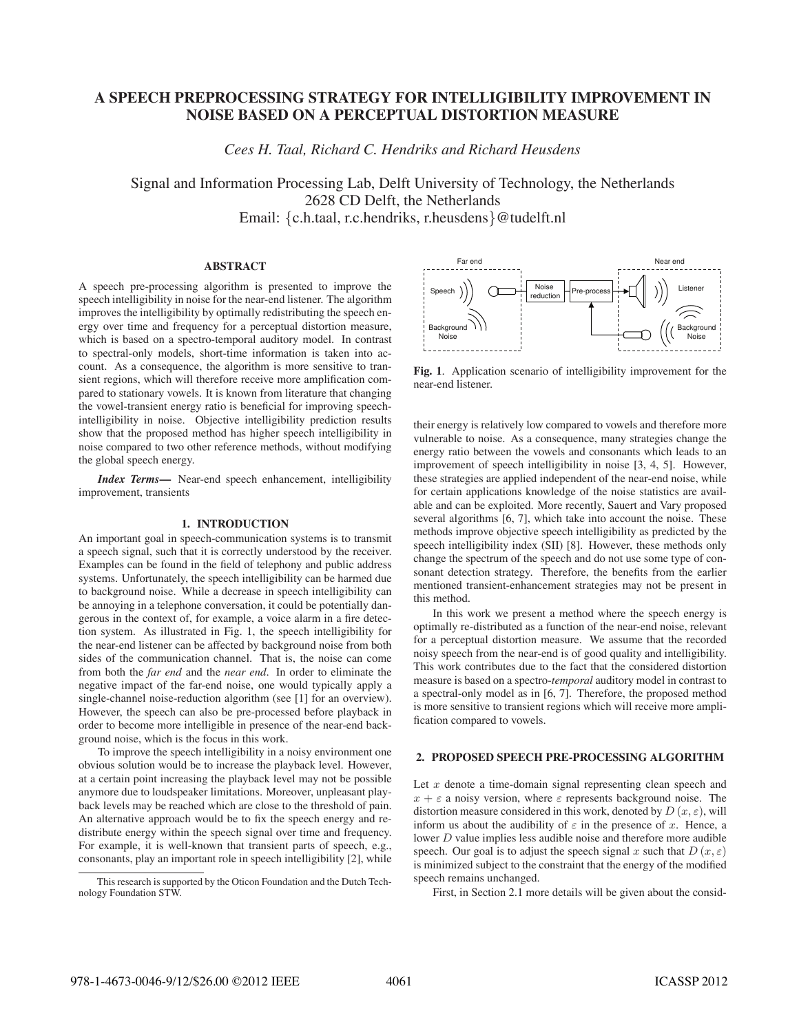# A SPEECH PREPROCESSING STRATEGY FOR INTELLIGIBILITY IMPROVEMENT IN NOISE BASED ON A PERCEPTUAL DISTORTION MEASURE

*Cees H. Taal, Richard C. Hendriks and Richard Heusdens*

Signal and Information Processing Lab, Delft University of Technology, the Netherlands
2628 CD Delft, the Netherlands
Email: {c.h.taal, r.c.hendriks, r.heusdens}@tudelft.nl

## ABSTRACT

A speech pre-processing algorithm is presented to improve the speech intelligibility in noise for the near-end listener. The algorithm improves the intelligibility by optimally redistributing the speech energy over time and frequency for a perceptual distortion measure, which is based on a spectro-temporal auditory model. In contrast to spectral-only models, short-time information is taken into account. As a consequence, the algorithm is more sensitive to transient regions, which will therefore receive more amplification compared to stationary vowels. It is known from literature that changing the vowel-transient energy ratio is beneficial for improving speech-intelligibility in noise. Objective intelligibility prediction results show that the proposed method has higher speech intelligibility in noise compared to two other reference methods, without modifying the global speech energy.

***Index Terms*—** Near-end speech enhancement, intelligibility improvement, transients

## 1. INTRODUCTION

An important goal in speech-communication systems is to transmit a speech signal, such that it is correctly understood by the receiver. Examples can be found in the field of telephony and public address systems. Unfortunately, the speech intelligibility can be harmed due to background noise. While a decrease in speech intelligibility can be annoying in a telephone conversation, it could be potentially dangerous in the context of, for example, a voice alarm in a fire detection system. As illustrated in Fig. 1, the speech intelligibility for the near-end listener can be affected by background noise from both sides of the communication channel. That is, the noise can come from both the *far end* and the *near end*. In order to eliminate the negative impact of the far-end noise, one would typically apply a single-channel noise-reduction algorithm (see [1] for an overview). However, the speech can also be pre-processed before playback in order to become more intelligible in presence of the near-end background noise, which is the focus in this work.

To improve the speech intelligibility in a noisy environment one obvious solution would be to increase the playback level. However, at a certain point increasing the playback level may not be possible anymore due to loudspeaker limitations. Moreover, unpleasant playback levels may be reached which are close to the threshold of pain. An alternative approach would be to fix the speech energy and redistribute energy within the speech signal over time and frequency. For example, it is well-known that transient parts of speech, e.g., consonants, play an important role in speech intelligibility [2], while their energy is relatively low compared to vowels and therefore more vulnerable to noise. As a consequence, many strategies change the energy ratio between the vowels and consonants which leads to an improvement of speech intelligibility in noise [3, 4, 5]. However, these strategies are applied independent of the near-end noise, while for certain applications knowledge of the noise statistics are available and can be exploited. More recently, Sauert and Vary proposed several algorithms [6, 7], which take into account the noise. These methods improve objective speech intelligibility as predicted by the speech intelligibility index (SII) [8]. However, these methods only change the spectrum of the speech and do not use some type of consonant detection strategy. Therefore, the benefits from the earlier mentioned transient-enhancement strategies may not be present in this method.

Far end
Speech
Background Noise
Noise reduction
Pre-process
Near end
Listener
Background Noise

**Fig. 1**. Application scenario of intelligibility improvement for the near-end listener.

In this work we present a method where the speech energy is optimally re-distributed as a function of the near-end noise, relevant for a perceptual distortion measure. We assume that the recorded noisy speech from the near-end is of good quality and intelligibility. This work contributes due to the fact that the considered distortion measure is based on a spectro-*temporal* auditory model in contrast to a spectral-only model as in [6, 7]. Therefore, the proposed method is more sensitive to transient regions which will receive more amplification compared to vowels.

## 2. PROPOSED SPEECH PRE-PROCESSING ALGORITHM

Let $x$ denote a time-domain signal representing clean speech and $x + \varepsilon$ a noisy version, where $\varepsilon$ represents background noise. The distortion measure considered in this work, denoted by $D(x, \varepsilon)$, will inform us about the audibility of $\varepsilon$ in the presence of $x$. Hence, a lower $D$ value implies less audible noise and therefore more audible speech. Our goal is to adjust the speech signal $x$ such that $D(x, \varepsilon)$ is minimized subject to the constraint that the energy of the modified speech remains unchanged.

First, in Section 2.1 more details will be given about the consid-

This research is supported by the Oticon Foundation and the Dutch Technology Foundation STW.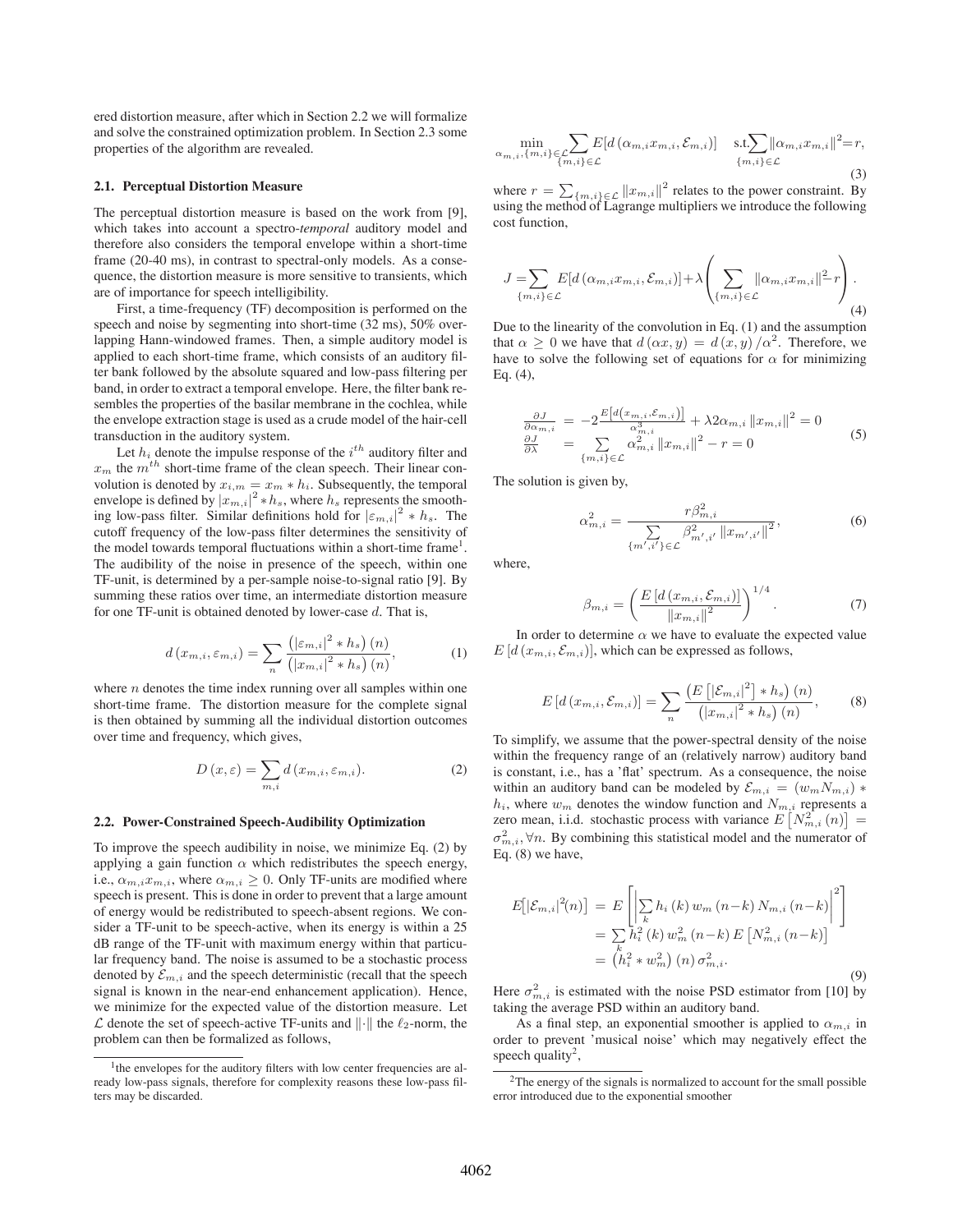ered distortion measure, after which in Section 2.2 we will formalize and solve the constrained optimization problem. In Section 2.3 some properties of the algorithm are revealed.

### 2.1. Perceptual Distortion Measure

The perceptual distortion measure is based on the work from [9], which takes into account a spectro-*temporal* auditory model and therefore also considers the temporal envelope within a short-time frame (20-40 ms), in contrast to spectral-only models. As a consequence, the distortion measure is more sensitive to transients, which are of importance for speech intelligibility.

First, a time-frequency (TF) decomposition is performed on the speech and noise by segmenting into short-time (32 ms), 50% overlapping Hann-windowed frames. Then, a simple auditory model is applied to each short-time frame, which consists of an auditory filter bank followed by the absolute squared and low-pass filtering per band, in order to extract a temporal envelope. Here, the filter bank resembles the properties of the basilar membrane in the cochlea, while the envelope extraction stage is used as a crude model of the hair-cell transduction in the auditory system.

Let $h_i$ denote the impulse response of the $i^{th}$ auditory filter and $x_m$ the $m^{th}$ short-time frame of the clean speech. Their linear convolution is denoted by $x_{i,m} = x_m * h_i$. Subsequently, the temporal envelope is defined by $|x_{m,i}|^2 * h_s$, where $h_s$ represents the smoothing low-pass filter. Similar definitions hold for $|\varepsilon_{m,i}|^2 * h_s$. The cutoff frequency of the low-pass filter determines the sensitivity of the model towards temporal fluctuations within a short-time frame[1]. The audibility of the noise in presence of the speech, within one TF-unit, is determined by a per-sample noise-to-signal ratio [9]. By summing these ratios over time, an intermediate distortion measure for one TF-unit is obtained denoted by lower-case $d$. That is,

$$d\left(x_{m,i}, \varepsilon_{m,i}\right) = \sum_{n} \frac{\left(|\varepsilon_{m,i}|^2 * h_s\right)(n)}{\left(|x_{m,i}|^2 * h_s\right)(n)}, \tag{1}$$

where $n$ denotes the time index running over all samples within one short-time frame. The distortion measure for the complete signal is then obtained by summing all the individual distortion outcomes over time and frequency, which gives,

$$D\left(x, \varepsilon\right) = \sum_{m,i} d\left(x_{m,i}, \varepsilon_{m,i}\right). \tag{2}$$

### 2.2. Power-Constrained Speech-Audibility Optimization

To improve the speech audibility in noise, we minimize Eq. (2) by applying a gain function $\alpha$ which redistributes the speech energy, i.e., $\alpha_{m,i} x_{m,i}$, where $\alpha_{m,i} \geq 0$. Only TF-units are modified where speech is present. This is done in order to prevent that a large amount of energy would be redistributed to speech-absent regions. We consider a TF-unit to be speech-active, when its energy is within a 25 dB range of the TF-unit with maximum energy within that particular frequency band. The noise is assumed to be a stochastic process denoted by $\mathcal{E}_{m,i}$ and the speech deterministic (recall that the speech signal is known in the near-end enhancement application). Hence, we minimize for the expected value of the distortion measure. Let $\mathcal{L}$ denote the set of speech-active TF-units and $\|\cdot\|$ the $\ell_2$-norm, the problem can then be formalized as follows,

$$\min_{\alpha_{m,i}, \{m,i\} \in \mathcal{L}} \sum_{\{m,i\} \in \mathcal{L}} E[d\left(\alpha_{m,i} x_{m,i}, \mathcal{E}_{m,i}\right)] \quad \text{s.t.} \sum_{\{m,i\} \in \mathcal{L}} \|\alpha_{m,i} x_{m,i}\|^2 = r, \tag{3}$$

where $r = \sum_{\{m,i\} \in \mathcal{L}} \|x_{m,i}\|^2$ relates to the power constraint. By using the method of Lagrange multipliers we introduce the following cost function,

$$J = \sum_{\{m,i\} \in \mathcal{L}} E[d\left(\alpha_{m,i} x_{m,i}, \mathcal{E}_{m,i}\right)] + \lambda \left( \sum_{\{m,i\} \in \mathcal{L}} \|\alpha_{m,i} x_{m,i}\|^2 - r \right). \tag{4}$$

Due to the linearity of the convolution in Eq. (1) and the assumption that $\alpha \geq 0$ we have that $d\left(\alpha x, y\right) = d\left(x, y\right)/\alpha^2$. Therefore, we have to solve the following set of equations for $\alpha$ for minimizing Eq. (4),

$$\begin{aligned} \frac{\partial J}{\partial \alpha_{m,i}} &= -2 \frac{E\left[d\left(x_{m,i}, \mathcal{E}_{m,i}\right)\right]}{\alpha_{m,i}^3} + \lambda 2 \alpha_{m,i} \|x_{m,i}\|^2 = 0 \\ \frac{\partial J}{\partial \lambda} &= \sum_{\{m,i\} \in \mathcal{L}} \alpha_{m,i}^2 \|x_{m,i}\|^2 - r = 0 \end{aligned} \tag{5}$$

The solution is given by,

$$\alpha_{m,i}^2 = \frac{r \beta_{m,i}^2}{\sum_{\{m',i'\} \in \mathcal{L}} \beta_{m',i'}^2 \|x_{m',i'}\|^2}, \tag{6}$$

where,

$$\beta_{m,i} = \left( \frac{E\left[d\left(x_{m,i}, \mathcal{E}_{m,i}\right)\right]}{\|x_{m,i}\|^2} \right)^{1/4}. \tag{7}$$

In order to determine $\alpha$ we have to evaluate the expected value $E\left[d\left(x_{m,i}, \mathcal{E}_{m,i}\right)\right]$, which can be expressed as follows,

$$E\left[d\left(x_{m,i}, \mathcal{E}_{m,i}\right)\right] = \sum_{n} \frac{\left(E\left[|\mathcal{E}_{m,i}|^2\right] * h_s\right)(n)}{\left(|x_{m,i}|^2 * h_s\right)(n)}, \tag{8}$$

To simplify, we assume that the power-spectral density of the noise within the frequency range of an (relatively narrow) auditory band is constant, i.e., has a 'flat' spectrum. As a consequence, the noise within an auditory band can be modeled by $\mathcal{E}_{m,i} = (w_m N_{m,i}) * h_i$, where $w_m$ denotes the window function and $N_{m,i}$ represents a zero mean, i.i.d. stochastic process with variance $E\left[N_{m,i}^2(n)\right] = \sigma_{m,i}^2, \forall n$. By combining this statistical model and the numerator of Eq. (8) we have,

$$\begin{aligned} E\left[|\mathcal{E}_{m,i}|^2(n)\right] &= E\left[\left|\sum_k h_i(k)\, w_m(n-k)\, N_{m,i}(n-k)\right|^2\right] \\ &= \sum_k h_i^2(k)\, w_m^2(n-k)\, E\left[N_{m,i}^2(n-k)\right] \\ &= \left(h_i^2 * w_m^2\right)(n)\, \sigma_{m,i}^2. \end{aligned} \tag{9}$$

Here $\sigma_{m,i}^2$ is estimated with the noise PSD estimator from [10] by taking the average PSD within an auditory band.

As a final step, an exponential smoother is applied to $\alpha_{m,i}$ in order to prevent 'musical noise' which may negatively effect the speech quality[2],

[1] the envelopes for the auditory filters with low center frequencies are already low-pass signals, therefore for complexity reasons these low-pass filters may be discarded.

[2] The energy of the signals is normalized to account for the small possible error introduced due to the exponential smoother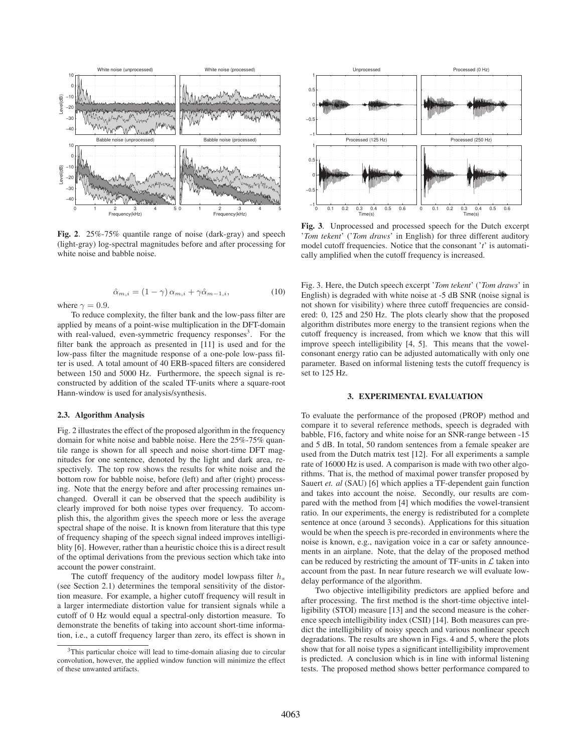**Fig. 2**. 25%-75% quantile range of noise (dark-gray) and speech (light-gray) log-spectral magnitudes before and after processing for white noise and babble noise.

**Fig. 3**. Unprocessed and processed speech for the Dutch excerpt '*Tom tekent*' ('*Tom draws*' in English) for three different auditory model cutoff frequencies. Notice that the consonant '*t*' is automatically amplified when the cutoff frequency is increased.

$$\hat{\alpha}_{m,i} = (1 - \gamma)\, \alpha_{m,i} + \gamma \hat{\alpha}_{m-1,i}, \tag{10}$$

where $\gamma = 0.9$.

To reduce complexity, the filter bank and the low-pass filter are applied by means of a point-wise multiplication in the DFT-domain with real-valued, even-symmetric frequency responses[3]. For the filter bank the approach as presented in [11] is used and for the low-pass filter the magnitude response of a one-pole low-pass filter is used. A total amount of 40 ERB-spaced filters are considered between 150 and 5000 Hz. Furthermore, the speech signal is reconstructed by addition of the scaled TF-units where a square-root Hann-window is used for analysis/synthesis.

### 2.3. Algorithm Analysis

Fig. 2 illustrates the effect of the proposed algorithm in the frequency domain for white noise and babble noise. Here the 25%-75% quantile range is shown for all speech and noise short-time DFT magnitudes for one sentence, denoted by the light and dark area, respectively. The top row shows the results for white noise and the bottom row for babble noise, before (left) and after (right) processing. Note that the energy before and after processing remaines unchanged. Overall it can be observed that the speech audibility is clearly improved for both noise types over frequency. To accomplish this, the algorithm gives the speech more or less the average spectral shape of the noise. It is known from literature that this type of frequency shaping of the speech signal indeed improves intelligiblity [6]. However, rather than a heuristic choice this is a direct result of the optimal derivations from the previous section which take into account the power constraint.

The cutoff frequency of the auditory model lowpass filter $h_s$ (see Section 2.1) determines the temporal sensitivity of the distortion measure. For example, a higher cutoff frequency will result in a larger intermediate distortion value for transient signals while a cutoff of 0 Hz would equal a spectral-only distortion measure. To demonstrate the benefits of taking into account short-time information, i.e., a cutoff frequency larger than zero, its effect is shown in Fig. 3. Here, the Dutch speech excerpt '*Tom tekent*' ('*Tom draws*' in English) is degraded with white noise at -5 dB SNR (noise signal is not shown for visibility) where three cutoff frequencies are considered: 0, 125 and 250 Hz. The plots clearly show that the proposed algorithm distributes more energy to the transient regions when the cutoff frequency is increased, from which we know that this will improve speech intelligibility [4, 5]. This means that the vowel-consonant energy ratio can be adjusted automatically with only one parameter. Based on informal listening tests the cutoff frequency is set to 125 Hz.

[3] This particular choice will lead to time-domain aliasing due to circular convolution, however, the applied window function will minimize the effect of these unwanted artifacts.

## 3. EXPERIMENTAL EVALUATION

To evaluate the performance of the proposed (PROP) method and compare it to several reference methods, speech is degraded with babble, F16, factory and white noise for an SNR-range between -15 and 5 dB. In total, 50 random sentences from a female speaker are used from the Dutch matrix test [12]. For all experiments a sample rate of 16000 Hz is used. A comparison is made with two other algorithms. That is, the method of maximal power transfer proposed by Sauert *et. al* (SAU) [6] which applies a TF-dependent gain function and takes into account the noise. Secondly, our results are compared with the method from [4] which modifies the vowel-transient ratio. In our experiments, the energy is redistributed for a complete sentence at once (around 3 seconds). Applications for this situation would be when the speech is pre-recorded in environments where the noise is known, e.g., navigation voice in a car or safety announcements in an airplane. Note, that the delay of the proposed method can be reduced by restricting the amount of TF-units in $\mathcal{L}$ taken into account from the past. In near future research we will evaluate low-delay performance of the algorithm.

Two objective intelligibility predictors are applied before and after processing. The first method is the short-time objective intelligibility (STOI) measure [13] and the second measure is the coherence speech intelligibility index (CSII) [14]. Both measures can predict the intelligibility of noisy speech and various nonlinear speech degradations. The results are shown in Figs. 4 and 5, where the plots show that for all noise types a significant intelligibility improvement is predicted. A conclusion which is in line with informal listening tests. The proposed method shows better performance compared to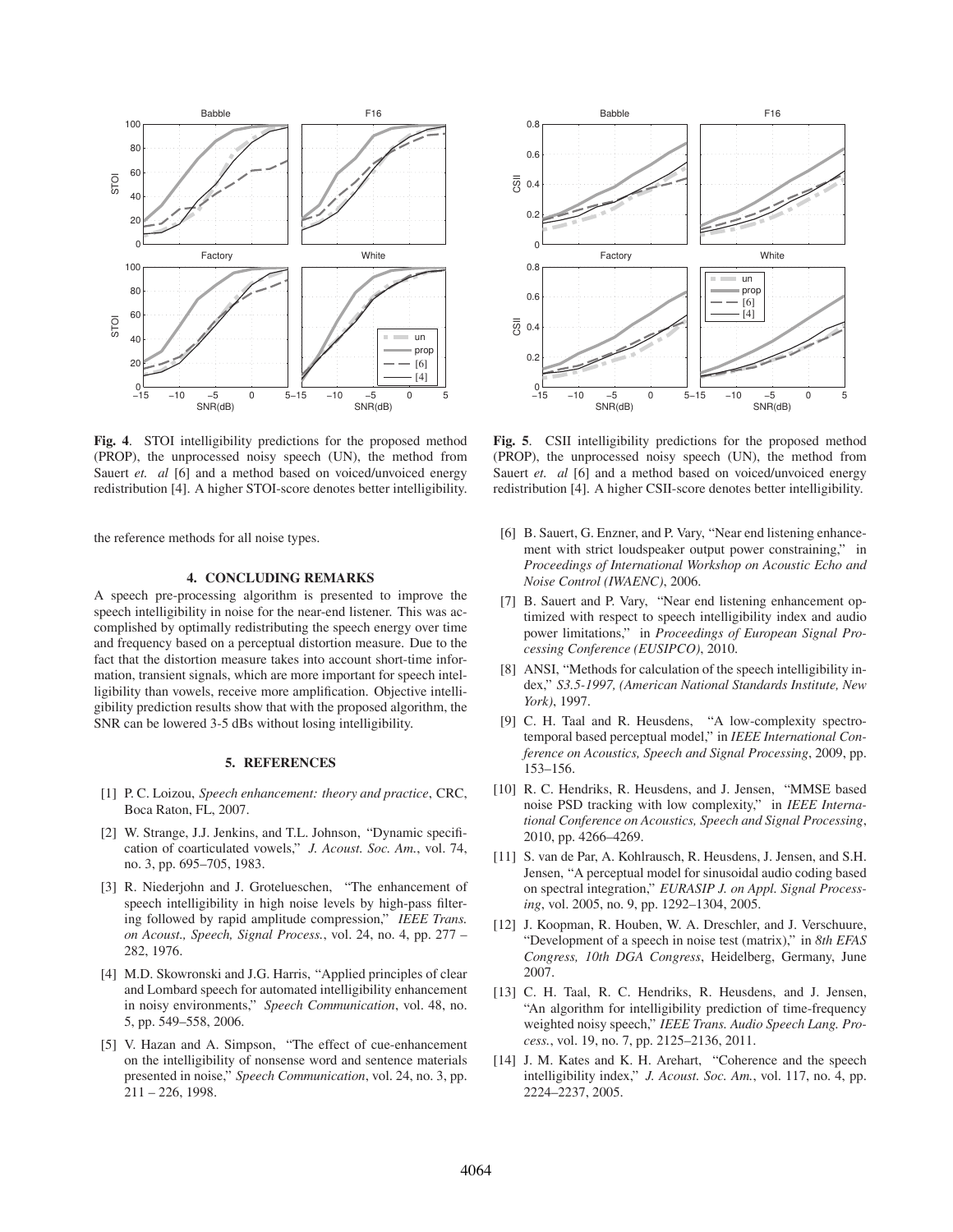Babble

F16

STOI

100
80
60
40
20
0

Factory

White

STOI

100
80
60
40
20
0
–15 –10 –5 0 5
SNR(dB)

–15 –10 –5 0 5
SNR(dB)

un
prop
[6]
[4]

**Fig. 4**. STOI intelligibility predictions for the proposed method (PROP), the unprocessed noisy speech (UN), the method from Sauert *et. al* [6] and a method based on voiced/unvoiced energy redistribution [4]. A higher STOI-score denotes better intelligibility.

Babble

F16

CSII

0.8
0.6
0.4
0.2
0

Factory

White

CSII

0.8
0.6
0.4
0.2
0
–15 –10 –5 0 5
SNR(dB)

–15 –10 –5 0 5
SNR(dB)

un
prop
[6]
[4]

**Fig. 5**. CSII intelligibility predictions for the proposed method (PROP), the unprocessed noisy speech (UN), the method from Sauert *et. al* [6] and a method based on voiced/unvoiced energy redistribution [4]. A higher CSII-score denotes better intelligibility.

the reference methods for all noise types.

## 4. CONCLUDING REMARKS

A speech pre-processing algorithm is presented to improve the speech intelligibility in noise for the near-end listener. This was accomplished by optimally redistributing the speech energy over time and frequency based on a perceptual distortion measure. Due to the fact that the distortion measure takes into account short-time information, transient signals, which are more important for speech intelligibility than vowels, receive more amplification. Objective intelligibility prediction results show that with the proposed algorithm, the SNR can be lowered 3-5 dBs without losing intelligibility.

## 5. REFERENCES

[1] P. C. Loizou, *Speech enhancement: theory and practice*, CRC, Boca Raton, FL, 2007.

[2] W. Strange, J.J. Jenkins, and T.L. Johnson, "Dynamic specification of coarticulated vowels," *J. Acoust. Soc. Am.*, vol. 74, no. 3, pp. 695–705, 1983.

[3] R. Niederjohn and J. Grotelueschen, "The enhancement of speech intelligibility in high noise levels by high-pass filtering followed by rapid amplitude compression," *IEEE Trans. on Acoust., Speech, Signal Process.*, vol. 24, no. 4, pp. 277 – 282, 1976.

[4] M.D. Skowronski and J.G. Harris, "Applied principles of clear and Lombard speech for automated intelligibility enhancement in noisy environments," *Speech Communication*, vol. 48, no. 5, pp. 549–558, 2006.

[5] V. Hazan and A. Simpson, "The effect of cue-enhancement on the intelligibility of nonsense word and sentence materials presented in noise," *Speech Communication*, vol. 24, no. 3, pp. 211 – 226, 1998.

[6] B. Sauert, G. Enzner, and P. Vary, "Near end listening enhancement with strict loudspeaker output power constraining," in *Proceedings of International Workshop on Acoustic Echo and Noise Control (IWAENC)*, 2006.

[7] B. Sauert and P. Vary, "Near end listening enhancement optimized with respect to speech intelligibility index and audio power limitations," in *Proceedings of European Signal Processing Conference (EUSIPCO)*, 2010.

[8] ANSI, "Methods for calculation of the speech intelligibility index," *S3.5-1997, (American National Standards Institute, New York)*, 1997.

[9] C. H. Taal and R. Heusdens, "A low-complexity spectrotemporal based perceptual model," in *IEEE International Conference on Acoustics, Speech and Signal Processing*, 2009, pp. 153–156.

[10] R. C. Hendriks, R. Heusdens, and J. Jensen, "MMSE based noise PSD tracking with low complexity," in *IEEE International Conference on Acoustics, Speech and Signal Processing*, 2010, pp. 4266–4269.

[11] S. van de Par, A. Kohlrausch, R. Heusdens, J. Jensen, and S.H. Jensen, "A perceptual model for sinusoidal audio coding based on spectral integration," *EURASIP J. on Appl. Signal Processing*, vol. 2005, no. 9, pp. 1292–1304, 2005.

[12] J. Koopman, R. Houben, W. A. Dreschler, and J. Verschuure, "Development of a speech in noise test (matrix)," in *8th EFAS Congress, 10th DGA Congress*, Heidelberg, Germany, June 2007.

[13] C. H. Taal, R. C. Hendriks, R. Heusdens, and J. Jensen, "An algorithm for intelligibility prediction of time-frequency weighted noisy speech," *IEEE Trans. Audio Speech Lang. Process.*, vol. 19, no. 7, pp. 2125–2136, 2011.

[14] J. M. Kates and K. H. Arehart, "Coherence and the speech intelligibility index," *J. Acoust. Soc. Am.*, vol. 117, no. 4, pp. 2224–2237, 2005.